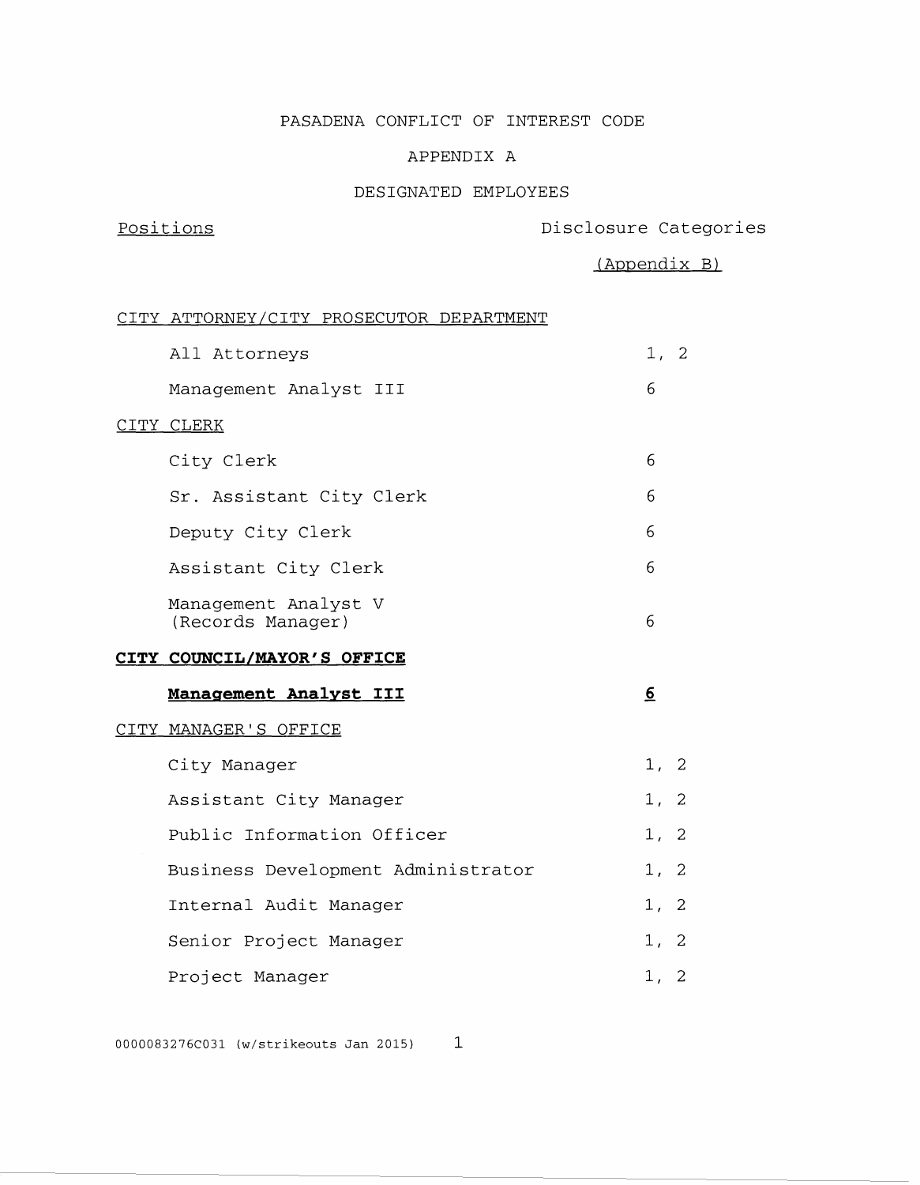PASADENA CONFLICT OF INTEREST CODE

APPENDIX A

DESIGNATED EMPLOYEES

| Positions | Disclosure Categories (Appendix B) |
|---|---|
| CITY ATTORNEY/CITY PROSECUTOR DEPARTMENT | |
| All Attorneys | 1, 2 |
| Management Analyst III | 6 |
| CITY CLERK | |
| City Clerk | 6 |
| Sr. Assistant City Clerk | 6 |
| Deputy City Clerk | 6 |
| Assistant City Clerk | 6 |
| Management Analyst V (Records Manager) | 6 |
| **CITY COUNCIL/MAYOR'S OFFICE** | |
| **Management Analyst III** | **6** |
| CITY MANAGER'S OFFICE | |
| City Manager | 1, 2 |
| Assistant City Manager | 1, 2 |
| Public Information Officer | 1, 2 |
| Business Development Administrator | 1, 2 |
| Internal Audit Manager | 1, 2 |
| Senior Project Manager | 1, 2 |
| Project Manager | 1, 2 |

0000083276C031 (w/strikeouts Jan 2015)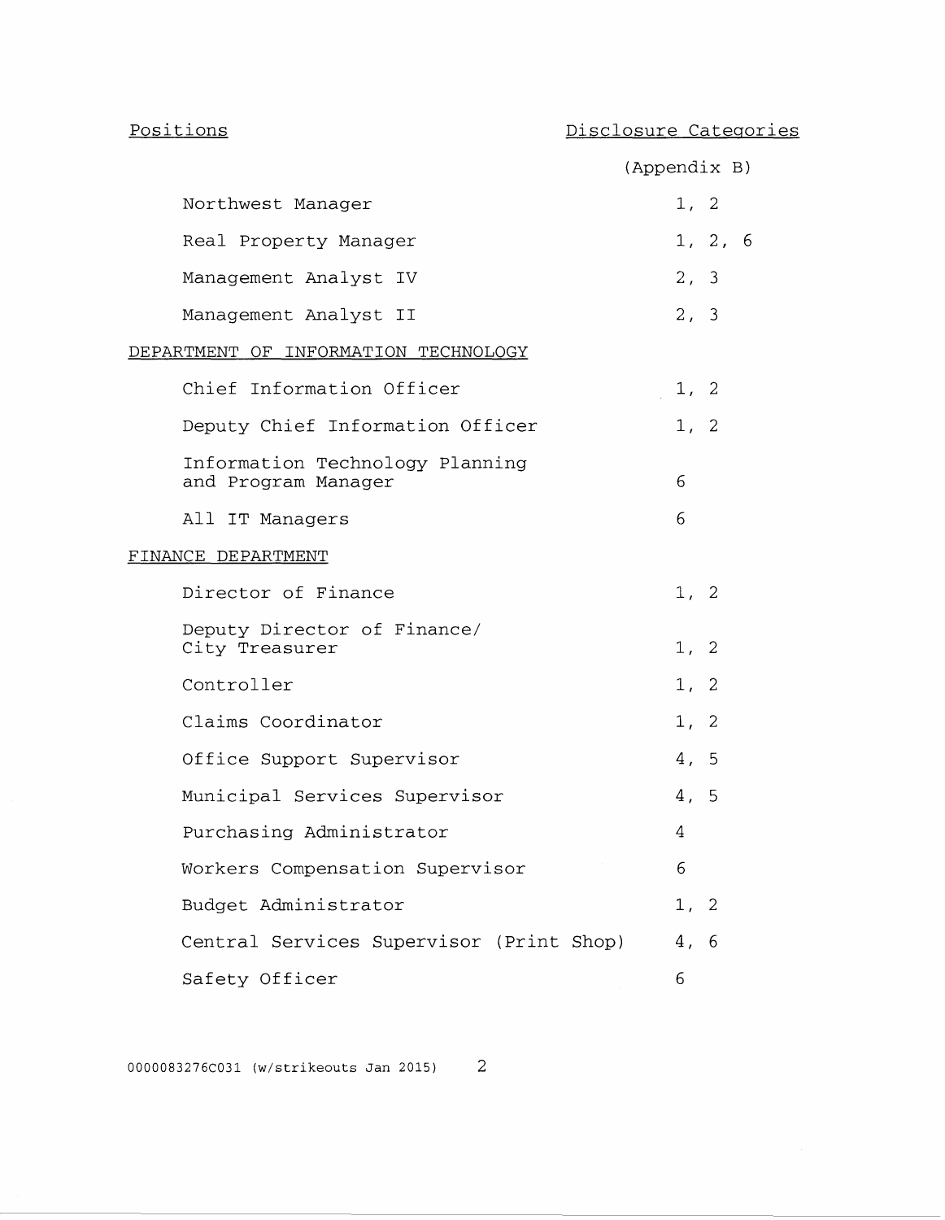| Positions | Disclosure Categories (Appendix B) |
|---|---|
| Northwest Manager | 1, 2 |
| Real Property Manager | 1, 2, 6 |
| Management Analyst IV | 2, 3 |
| Management Analyst II | 2, 3 |
| DEPARTMENT OF INFORMATION TECHNOLOGY | |
| Chief Information Officer | 1, 2 |
| Deputy Chief Information Officer | 1, 2 |
| Information Technology Planning and Program Manager | 6 |
| All IT Managers | 6 |
| FINANCE DEPARTMENT | |
| Director of Finance | 1, 2 |
| Deputy Director of Finance/ City Treasurer | 1, 2 |
| Controller | 1, 2 |
| Claims Coordinator | 1, 2 |
| Office Support Supervisor | 4, 5 |
| Municipal Services Supervisor | 4, 5 |
| Purchasing Administrator | 4 |
| Workers Compensation Supervisor | 6 |
| Budget Administrator | 1, 2 |
| Central Services Supervisor (Print Shop) | 4, 6 |
| Safety Officer | 6 |

0000083276C031 (w/strikeouts Jan 2015)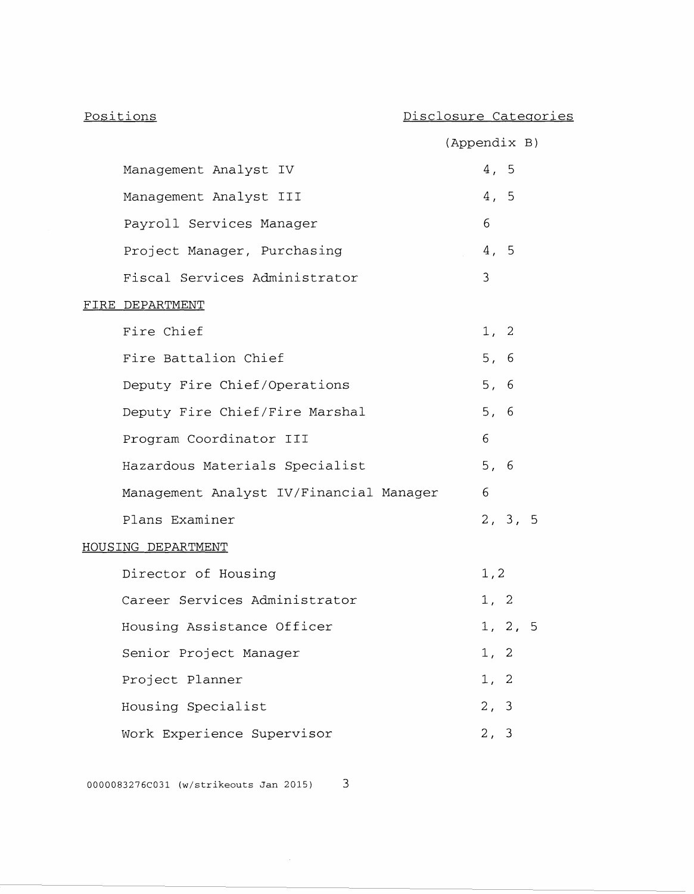| Positions | Disclosure Categories (Appendix B) |
|---|---|
| Management Analyst IV | 4, 5 |
| Management Analyst III | 4, 5 |
| Payroll Services Manager | 6 |
| Project Manager, Purchasing | 4, 5 |
| Fiscal Services Administrator | 3 |
| FIRE DEPARTMENT | |
| Fire Chief | 1, 2 |
| Fire Battalion Chief | 5, 6 |
| Deputy Fire Chief/Operations | 5, 6 |
| Deputy Fire Chief/Fire Marshal | 5, 6 |
| Program Coordinator III | 6 |
| Hazardous Materials Specialist | 5, 6 |
| Management Analyst IV/Financial Manager | 6 |
| Plans Examiner | 2, 3, 5 |
| HOUSING DEPARTMENT | |
| Director of Housing | 1,2 |
| Career Services Administrator | 1, 2 |
| Housing Assistance Officer | 1, 2, 5 |
| Senior Project Manager | 1, 2 |
| Project Planner | 1, 2 |
| Housing Specialist | 2, 3 |
| Work Experience Supervisor | 2, 3 |

0000083276C031 (w/strikeouts Jan 2015)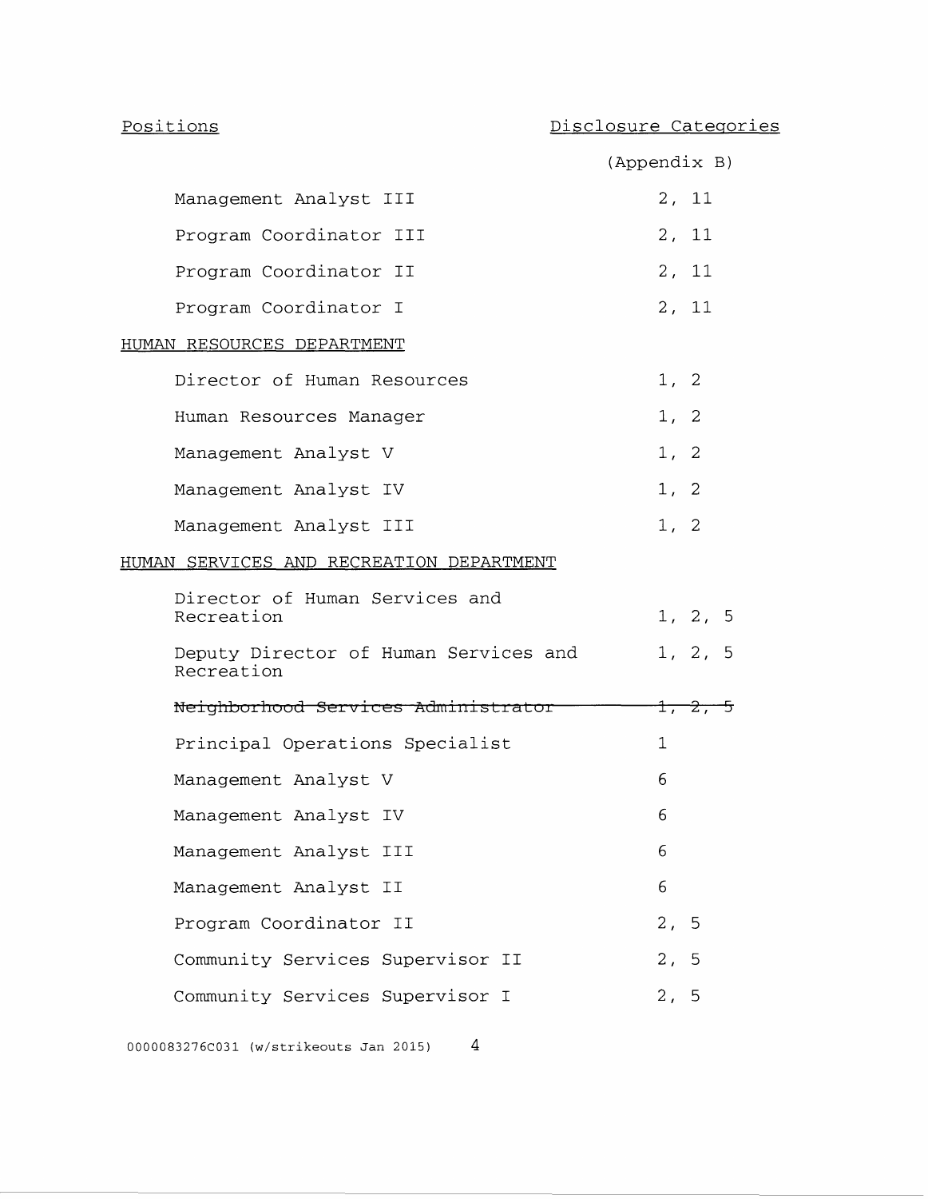| Positions | Disclosure Categories (Appendix B) |
|---|---|
| Management Analyst III | 2, 11 |
| Program Coordinator III | 2, 11 |
| Program Coordinator II | 2, 11 |
| Program Coordinator I | 2, 11 |
| HUMAN RESOURCES DEPARTMENT | |
| Director of Human Resources | 1, 2 |
| Human Resources Manager | 1, 2 |
| Management Analyst V | 1, 2 |
| Management Analyst IV | 1, 2 |
| Management Analyst III | 1, 2 |
| HUMAN SERVICES AND RECREATION DEPARTMENT | |
| Director of Human Services and Recreation | 1, 2, 5 |
| Deputy Director of Human Services and Recreation | 1, 2, 5 |
| ~~Neighborhood Services Administrator~~ | ~~1, 2, 5~~ |
| Principal Operations Specialist | 1 |
| Management Analyst V | 6 |
| Management Analyst IV | 6 |
| Management Analyst III | 6 |
| Management Analyst II | 6 |
| Program Coordinator II | 2, 5 |
| Community Services Supervisor II | 2, 5 |
| Community Services Supervisor I | 2, 5 |

0000083276C031 (w/strikeouts Jan 2015)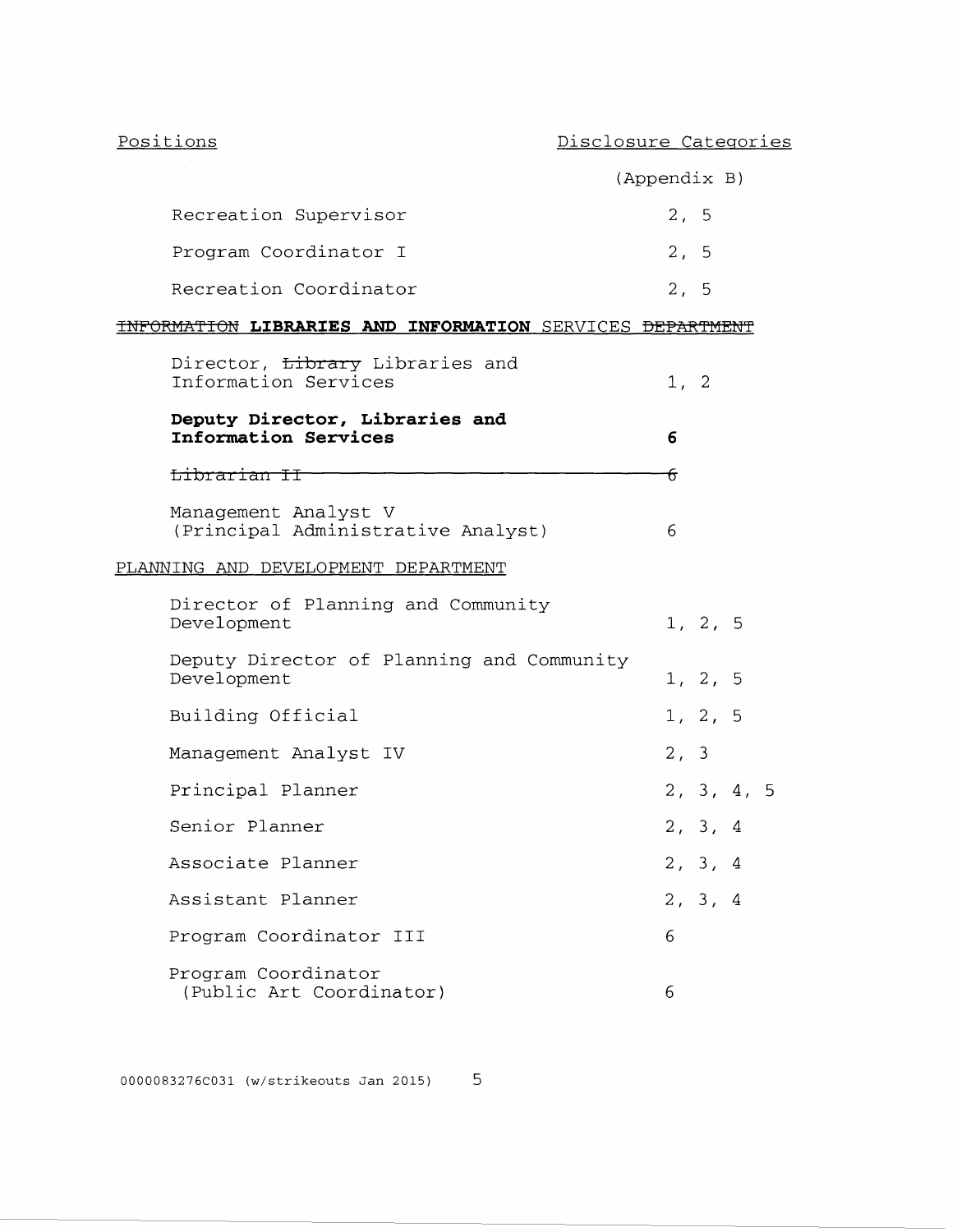| Positions | Disclosure Categories (Appendix B) |
|---|---|
| Recreation Supervisor | 2, 5 |
| Program Coordinator I | 2, 5 |
| Recreation Coordinator | 2, 5 |
| ~~INFORMATION~~ **LIBRARIES AND INFORMATION** SERVICES ~~DEPARTMENT~~ | |
| Director, ~~Library~~ Libraries and Information Services | 1, 2 |
| **Deputy Director, Libraries and Information Services** | **6** |
| ~~Librarian II~~ | ~~6~~ |
| Management Analyst V (Principal Administrative Analyst) | 6 |
| PLANNING AND DEVELOPMENT DEPARTMENT | |
| Director of Planning and Community Development | 1, 2, 5 |
| Deputy Director of Planning and Community Development | 1, 2, 5 |
| Building Official | 1, 2, 5 |
| Management Analyst IV | 2, 3 |
| Principal Planner | 2, 3, 4, 5 |
| Senior Planner | 2, 3, 4 |
| Associate Planner | 2, 3, 4 |
| Assistant Planner | 2, 3, 4 |
| Program Coordinator III | 6 |
| Program Coordinator (Public Art Coordinator) | 6 |

0000083276C031 (w/strikeouts Jan 2015)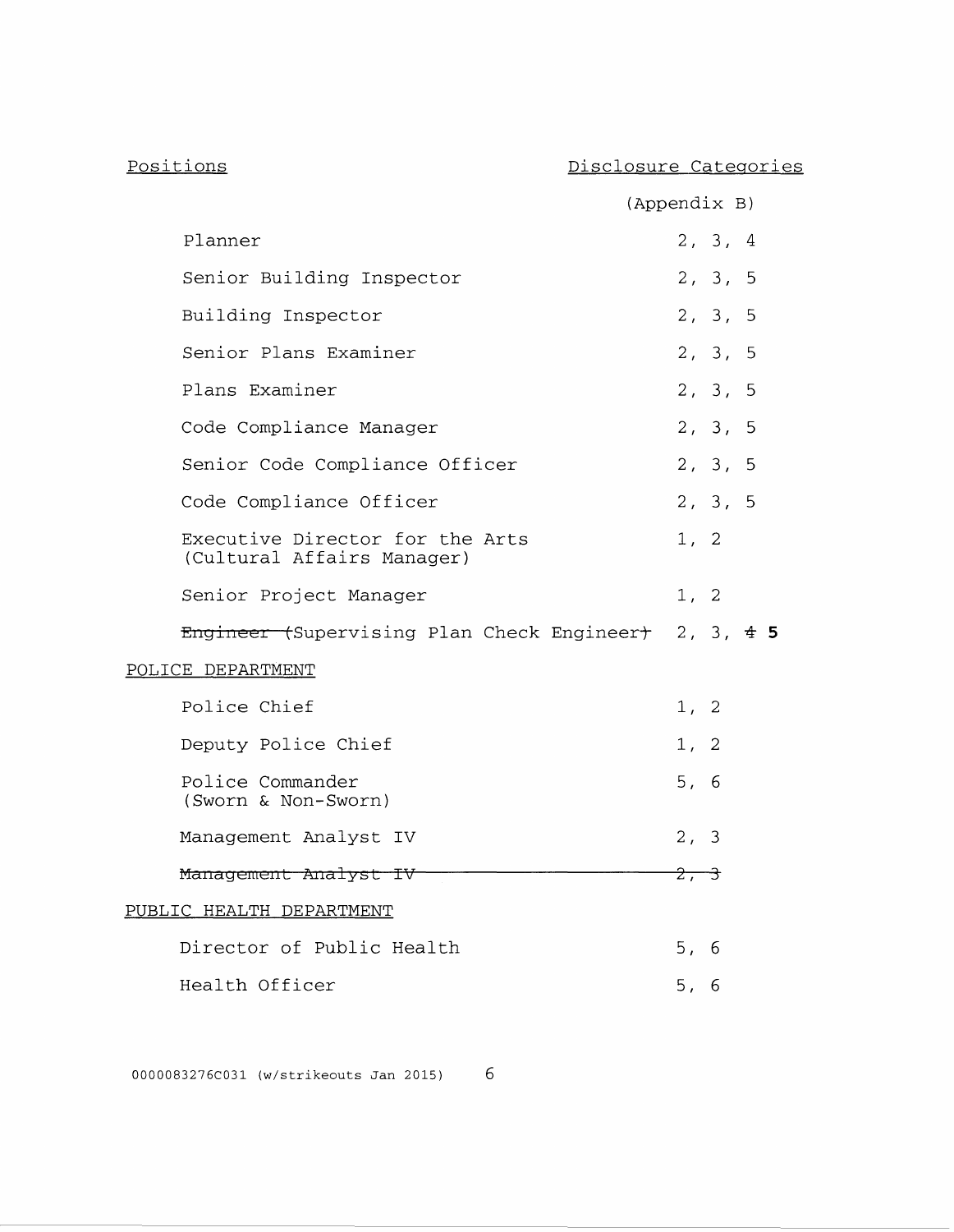| Positions | Disclosure Categories (Appendix B) |
|---|---|
| Planner | 2, 3, 4 |
| Senior Building Inspector | 2, 3, 5 |
| Building Inspector | 2, 3, 5 |
| Senior Plans Examiner | 2, 3, 5 |
| Plans Examiner | 2, 3, 5 |
| Code Compliance Manager | 2, 3, 5 |
| Senior Code Compliance Officer | 2, 3, 5 |
| Code Compliance Officer | 2, 3, 5 |
| Executive Director for the Arts (Cultural Affairs Manager) | 1, 2 |
| Senior Project Manager | 1, 2 |
| ~~Engineer (~~Supervising Plan Check Engineer~~)~~ | 2, 3, ~~4~~ **5** |
| POLICE DEPARTMENT | |
| Police Chief | 1, 2 |
| Deputy Police Chief | 1, 2 |
| Police Commander (Sworn & Non-Sworn) | 5, 6 |
| Management Analyst IV | 2, 3 |
| ~~Management Analyst IV~~ | ~~2, 3~~ |
| PUBLIC HEALTH DEPARTMENT | |
| Director of Public Health | 5, 6 |
| Health Officer | 5, 6 |

0000083276C031 (w/strikeouts Jan 2015)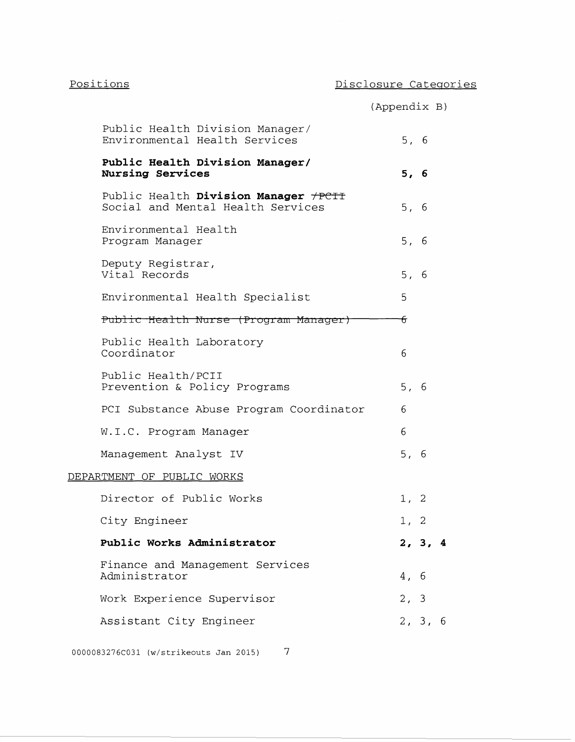| Positions | Disclosure Categories (Appendix B) |
|---|---|
| Public Health Division Manager/ Environmental Health Services | 5, 6 |
| **Public Health Division Manager/ Nursing Services** | **5, 6** |
| Public Health **Division Manager** ~~/PCII~~ Social and Mental Health Services | 5, 6 |
| Environmental Health Program Manager | 5, 6 |
| Deputy Registrar, Vital Records | 5, 6 |
| Environmental Health Specialist | 5 |
| ~~Public Health Nurse (Program Manager)~~ | ~~6~~ |
| Public Health Laboratory Coordinator | 6 |
| Public Health/PCII Prevention & Policy Programs | 5, 6 |
| PCI Substance Abuse Program Coordinator | 6 |
| W.I.C. Program Manager | 6 |
| Management Analyst IV | 5, 6 |
| DEPARTMENT OF PUBLIC WORKS | |
| Director of Public Works | 1, 2 |
| City Engineer | 1, 2 |
| **Public Works Administrator** | **2, 3, 4** |
| Finance and Management Services Administrator | 4, 6 |
| Work Experience Supervisor | 2, 3 |
| Assistant City Engineer | 2, 3, 6 |

0000083276C031 (w/strikeouts Jan 2015)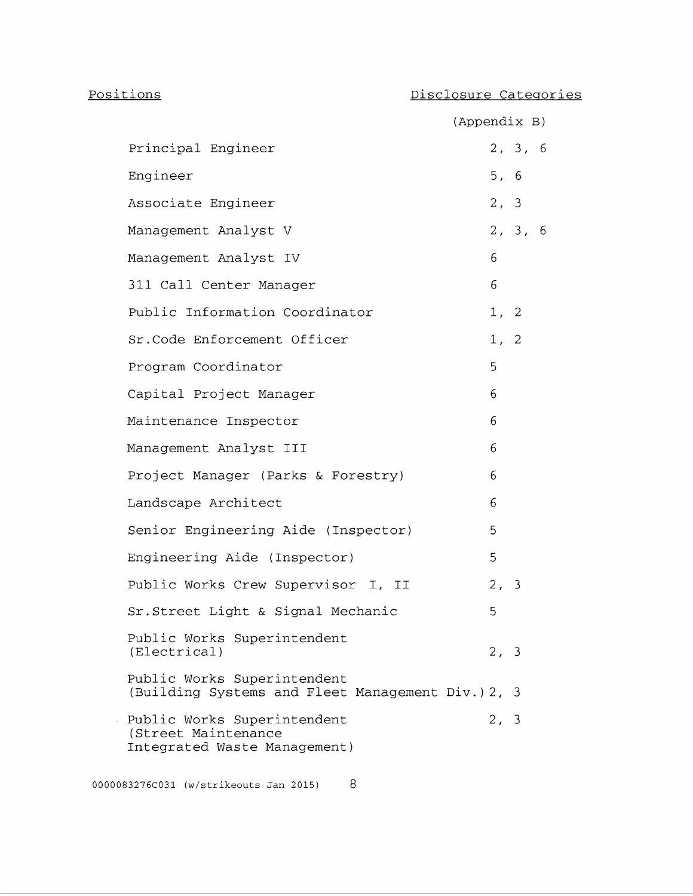| Positions | Disclosure Categories (Appendix B) |
|---|---|
| Principal Engineer | 2, 3, 6 |
| Engineer | 5, 6 |
| Associate Engineer | 2, 3 |
| Management Analyst V | 2, 3, 6 |
| Management Analyst IV | 6 |
| 311 Call Center Manager | 6 |
| Public Information Coordinator | 1, 2 |
| Sr.Code Enforcement Officer | 1, 2 |
| Program Coordinator | 5 |
| Capital Project Manager | 6 |
| Maintenance Inspector | 6 |
| Management Analyst III | 6 |
| Project Manager (Parks & Forestry) | 6 |
| Landscape Architect | 6 |
| Senior Engineering Aide (Inspector) | 5 |
| Engineering Aide (Inspector) | 5 |
| Public Works Crew Supervisor I, II | 2, 3 |
| Sr.Street Light & Signal Mechanic | 5 |
| Public Works Superintendent (Electrical) | 2, 3 |
| Public Works Superintendent (Building Systems and Fleet Management Div.) | 2, 3 |
| Public Works Superintendent (Street Maintenance Integrated Waste Management) | 2, 3 |

0000083276C031 (w/strikeouts Jan 2015)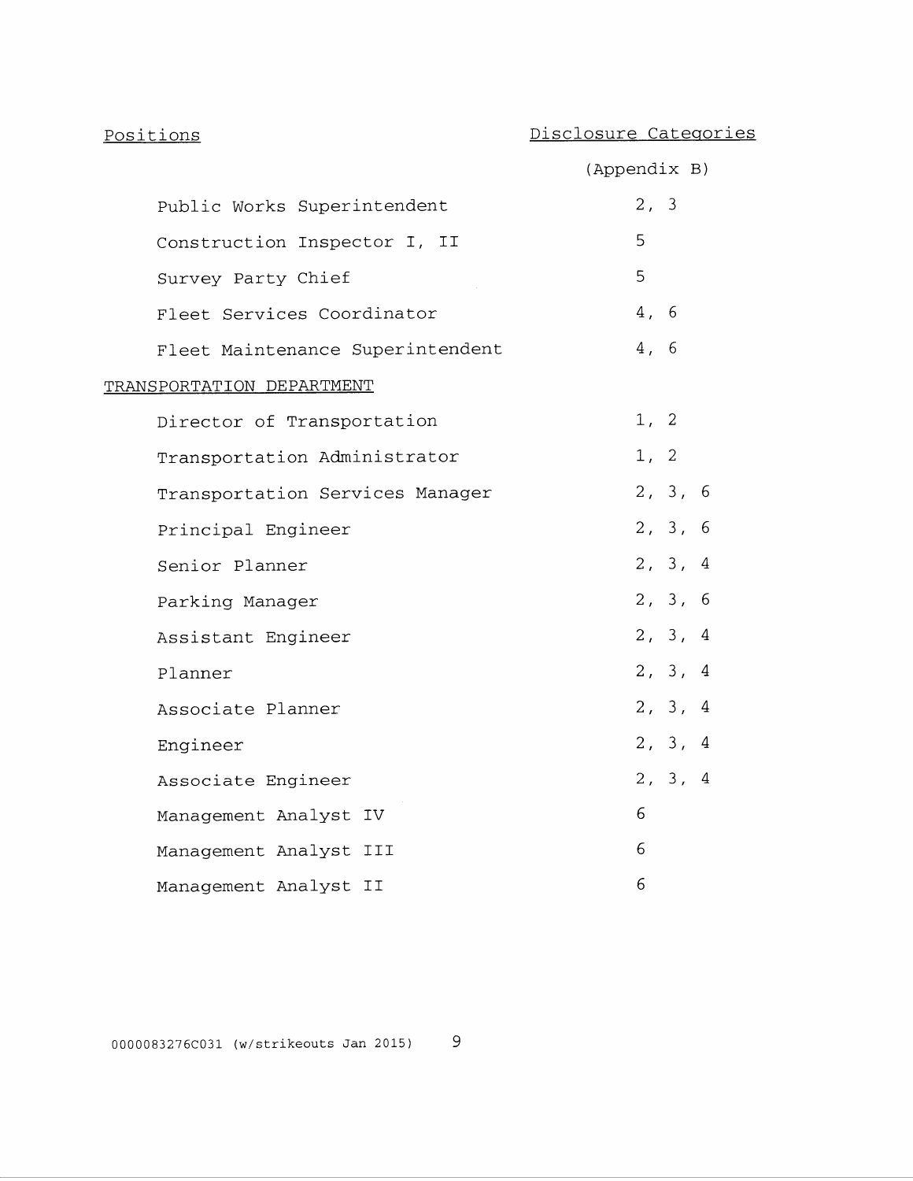| Positions | Disclosure Categories (Appendix B) |
|---|---|
| Public Works Superintendent | 2, 3 |
| Construction Inspector I, II | 5 |
| Survey Party Chief | 5 |
| Fleet Services Coordinator | 4, 6 |
| Fleet Maintenance Superintendent | 4, 6 |
| TRANSPORTATION DEPARTMENT | |
| Director of Transportation | 1, 2 |
| Transportation Administrator | 1, 2 |
| Transportation Services Manager | 2, 3, 6 |
| Principal Engineer | 2, 3, 6 |
| Senior Planner | 2, 3, 4 |
| Parking Manager | 2, 3, 6 |
| Assistant Engineer | 2, 3, 4 |
| Planner | 2, 3, 4 |
| Associate Planner | 2, 3, 4 |
| Engineer | 2, 3, 4 |
| Associate Engineer | 2, 3, 4 |
| Management Analyst IV | 6 |
| Management Analyst III | 6 |
| Management Analyst II | 6 |

0000083276C031 (w/strikeouts Jan 2015)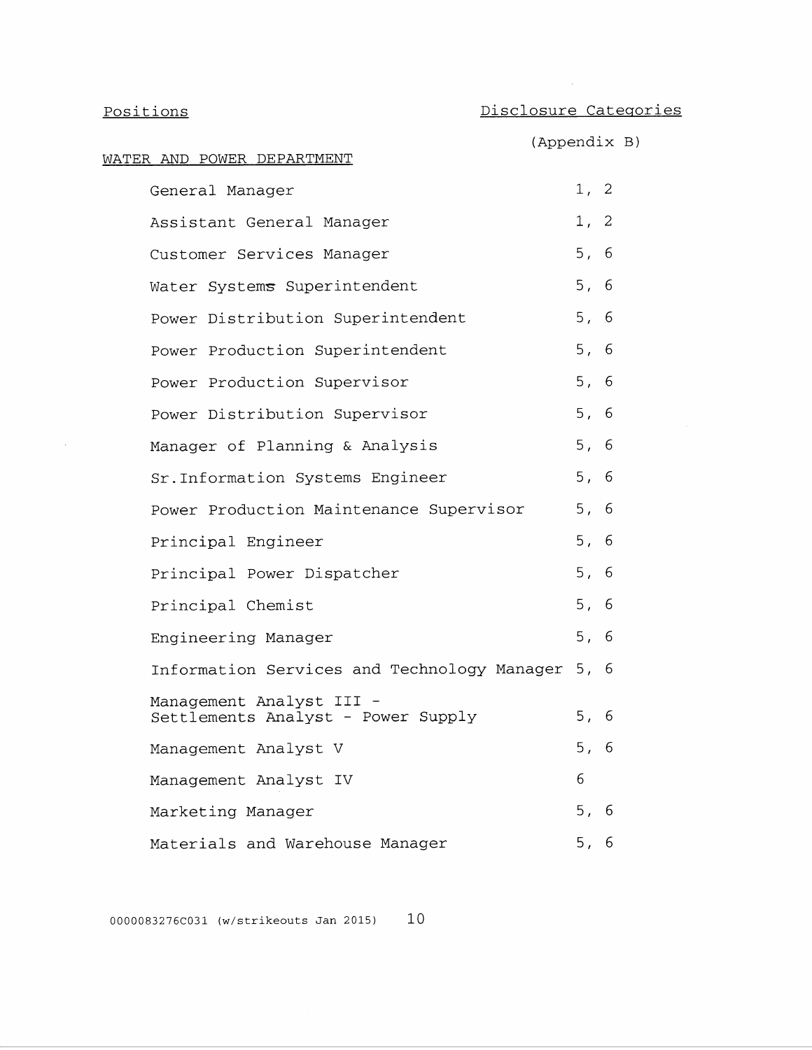| Positions | Disclosure Categories (Appendix B) |
| --- | --- |
| WATER AND POWER DEPARTMENT | |
| General Manager | 1, 2 |
| Assistant General Manager | 1, 2 |
| Customer Services Manager | 5, 6 |
| Water Systems Superintendent | 5, 6 |
| Power Distribution Superintendent | 5, 6 |
| Power Production Superintendent | 5, 6 |
| Power Production Supervisor | 5, 6 |
| Power Distribution Supervisor | 5, 6 |
| Manager of Planning & Analysis | 5, 6 |
| Sr.Information Systems Engineer | 5, 6 |
| Power Production Maintenance Supervisor | 5, 6 |
| Principal Engineer | 5, 6 |
| Principal Power Dispatcher | 5, 6 |
| Principal Chemist | 5, 6 |
| Engineering Manager | 5, 6 |
| Information Services and Technology Manager | 5, 6 |
| Management Analyst III - Settlements Analyst - Power Supply | 5, 6 |
| Management Analyst V | 5, 6 |
| Management Analyst IV | 6 |
| Marketing Manager | 5, 6 |
| Materials and Warehouse Manager | 5, 6 |

0000083276C031 (w/strikeouts Jan 2015)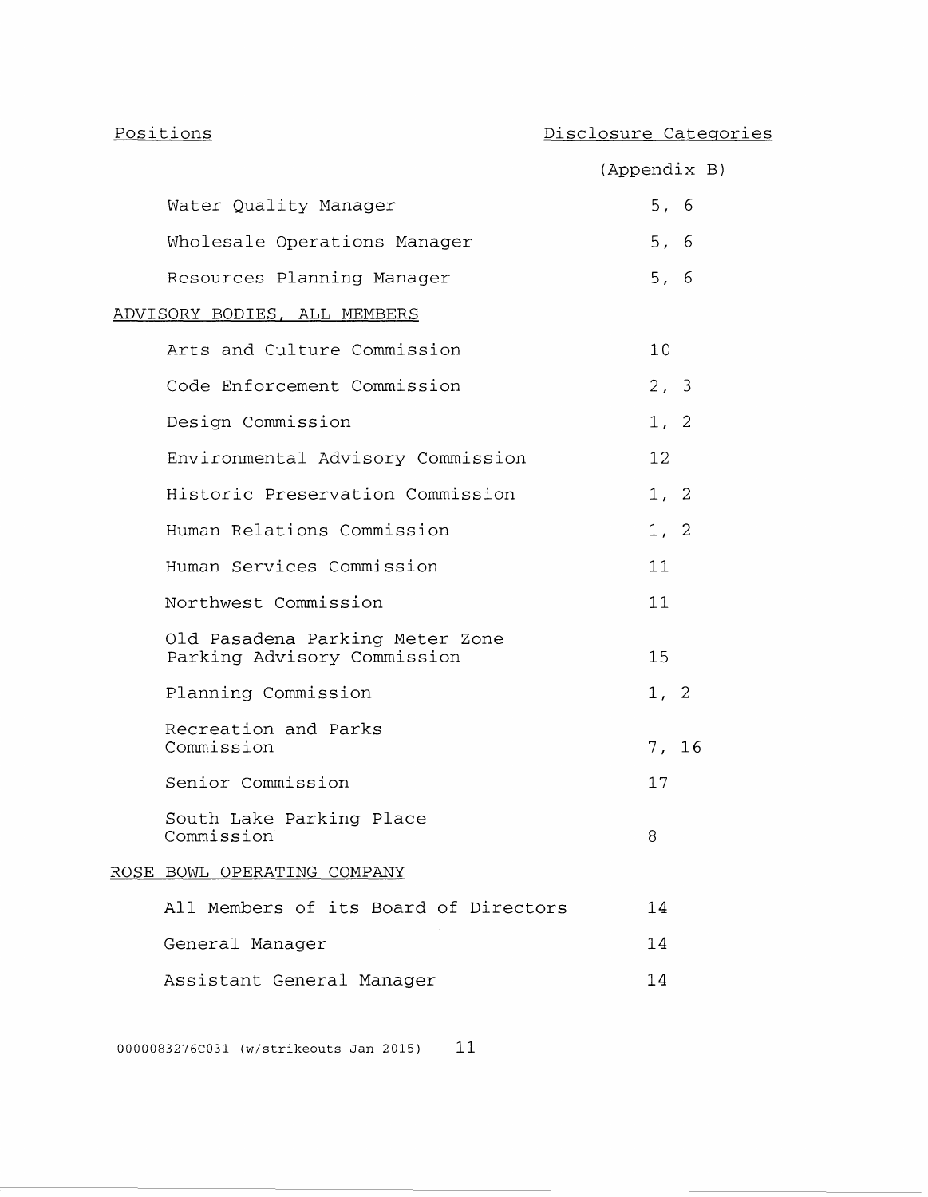| Positions | Disclosure Categories (Appendix B) |
|---|---|
| Water Quality Manager | 5, 6 |
| Wholesale Operations Manager | 5, 6 |
| Resources Planning Manager | 5, 6 |
| ADVISORY BODIES, ALL MEMBERS | |
| Arts and Culture Commission | 10 |
| Code Enforcement Commission | 2, 3 |
| Design Commission | 1, 2 |
| Environmental Advisory Commission | 12 |
| Historic Preservation Commission | 1, 2 |
| Human Relations Commission | 1, 2 |
| Human Services Commission | 11 |
| Northwest Commission | 11 |
| Old Pasadena Parking Meter Zone Parking Advisory Commission | 15 |
| Planning Commission | 1, 2 |
| Recreation and Parks Commission | 7, 16 |
| Senior Commission | 17 |
| South Lake Parking Place Commission | 8 |
| ROSE BOWL OPERATING COMPANY | |
| All Members of its Board of Directors | 14 |
| General Manager | 14 |
| Assistant General Manager | 14 |

0000083276C031 (w/strikeouts Jan 2015)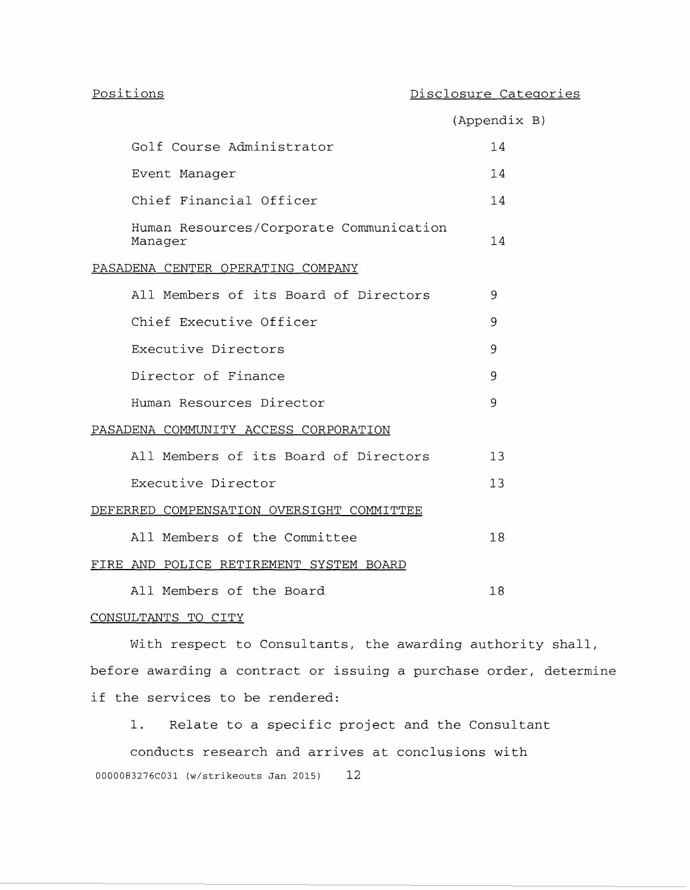| Positions | Disclosure Categories (Appendix B) |
|---|---|
| Golf Course Administrator | 14 |
| Event Manager | 14 |
| Chief Financial Officer | 14 |
| Human Resources/Corporate Communication Manager | 14 |
| PASADENA CENTER OPERATING COMPANY | |
| All Members of its Board of Directors | 9 |
| Chief Executive Officer | 9 |
| Executive Directors | 9 |
| Director of Finance | 9 |
| Human Resources Director | 9 |
| PASADENA COMMUNITY ACCESS CORPORATION | |
| All Members of its Board of Directors | 13 |
| Executive Director | 13 |
| DEFERRED COMPENSATION OVERSIGHT COMMITTEE | |
| All Members of the Committee | 18 |
| FIRE AND POLICE RETIREMENT SYSTEM BOARD | |
| All Members of the Board | 18 |

CONSULTANTS TO CITY

With respect to Consultants, the awarding authority shall, before awarding a contract or issuing a purchase order, determine if the services to be rendered:

1. Relate to a specific project and the Consultant conducts research and arrives at conclusions with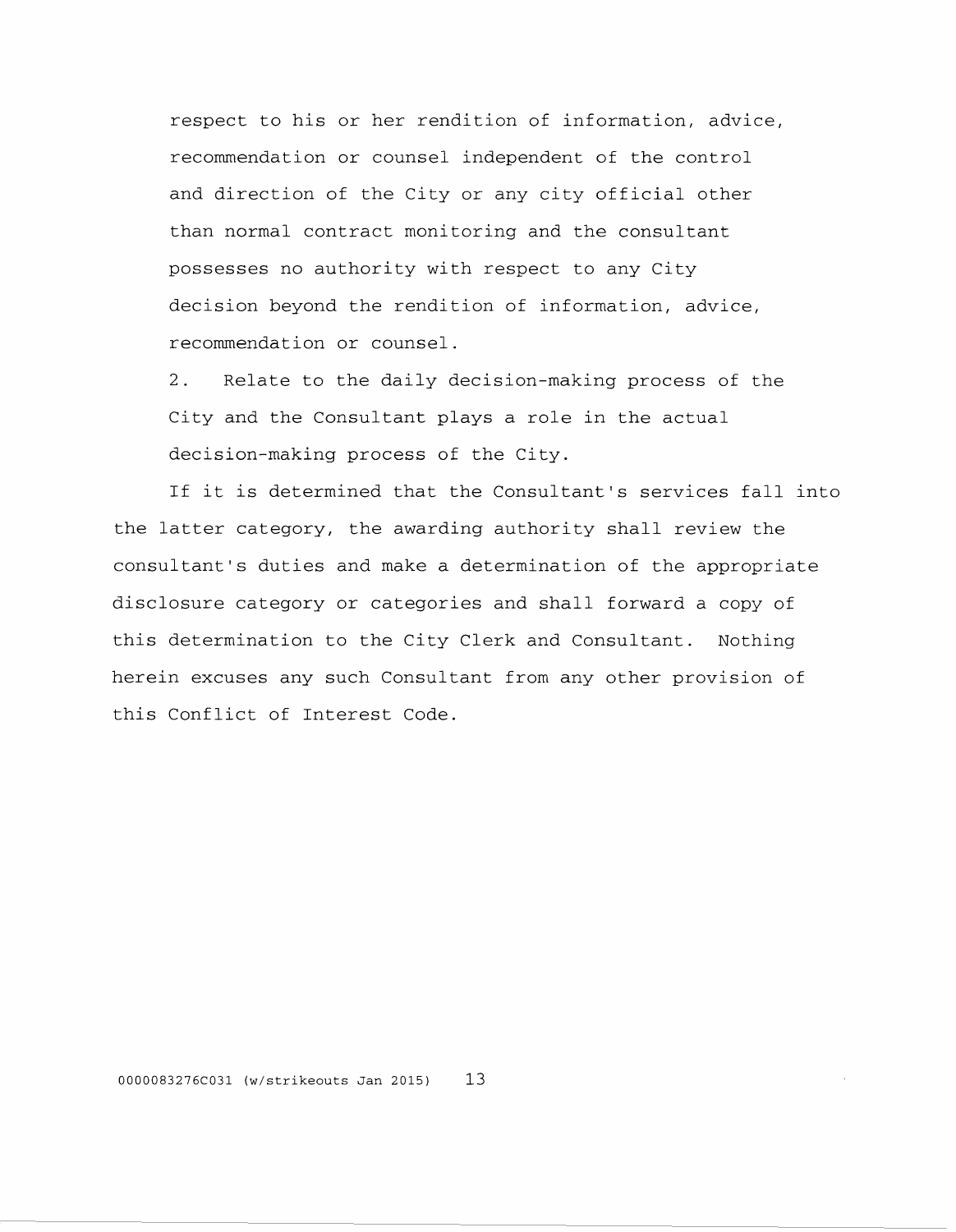respect to his or her rendition of information, advice, recommendation or counsel independent of the control and direction of the City or any city official other than normal contract monitoring and the consultant possesses no authority with respect to any City decision beyond the rendition of information, advice, recommendation or counsel.

2. Relate to the daily decision-making process of the City and the Consultant plays a role in the actual decision-making process of the City.

If it is determined that the Consultant's services fall into the latter category, the awarding authority shall review the consultant's duties and make a determination of the appropriate disclosure category or categories and shall forward a copy of this determination to the City Clerk and Consultant. Nothing herein excuses any such Consultant from any other provision of this Conflict of Interest Code.